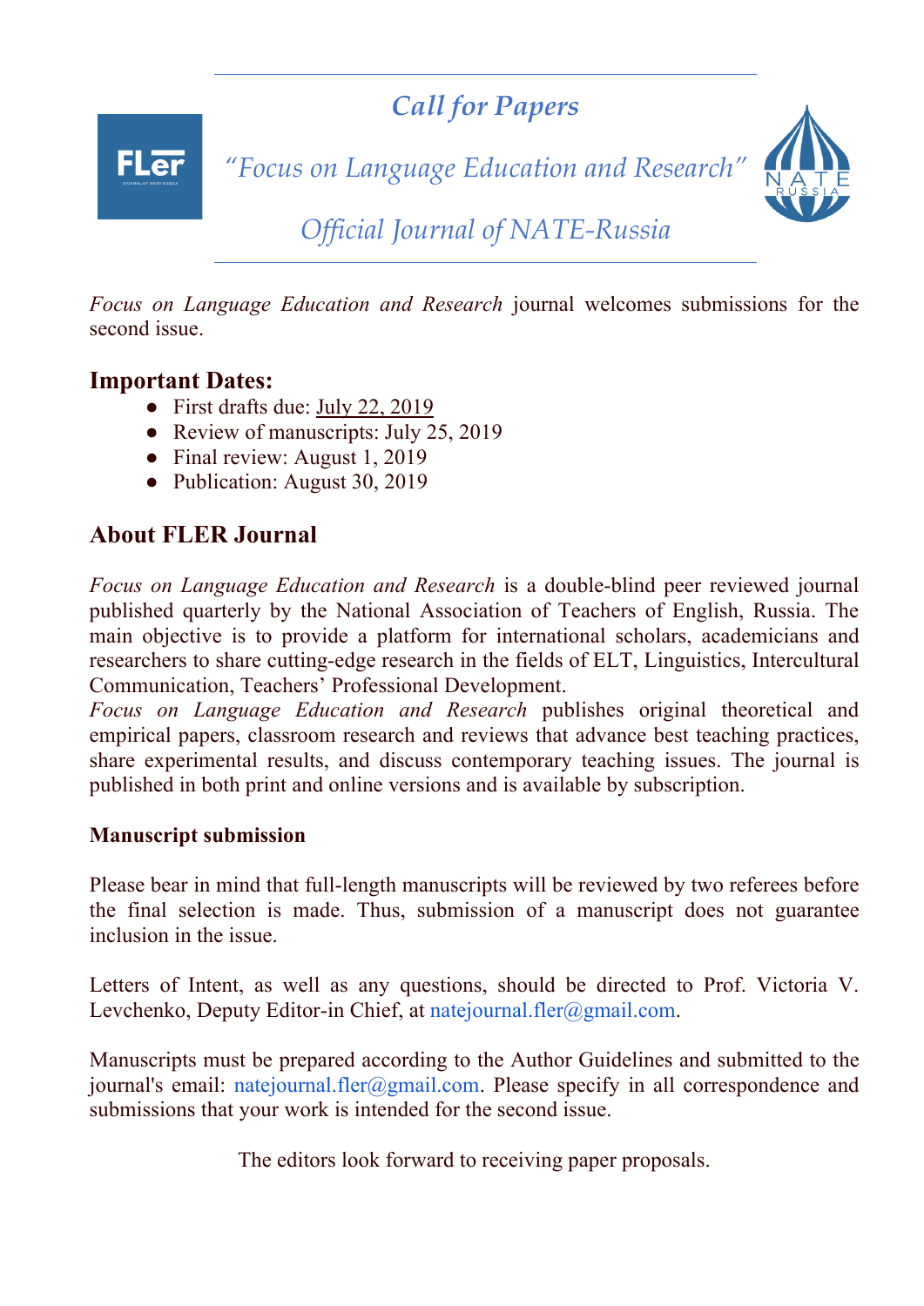# *Call for Papers*

## *"Focus on Language Education and Research"*

## *Official Journal of NATE-Russia*

*Focus on Language Education and Research* journal welcomes submissions for the second issue.

## Important Dates:

- First drafts due: July 22, 2019
- Review of manuscripts: July 25, 2019
- Final review: August 1, 2019
- Publication: August 30, 2019

## About FLER Journal

*Focus on Language Education and Research* is a double-blind peer reviewed journal published quarterly by the National Association of Teachers of English, Russia. The main objective is to provide a platform for international scholars, academicians and researchers to share cutting-edge research in the fields of ELT, Linguistics, Intercultural Communication, Teachers' Professional Development.

*Focus on Language Education and Research* publishes original theoretical and empirical papers, classroom research and reviews that advance best teaching practices, share experimental results, and discuss contemporary teaching issues. The journal is published in both print and online versions and is available by subscription.

### Manuscript submission

Please bear in mind that full-length manuscripts will be reviewed by two referees before the final selection is made. Thus, submission of a manuscript does not guarantee inclusion in the issue.

Letters of Intent, as well as any questions, should be directed to Prof. Victoria V. Levchenko, Deputy Editor-in Chief, at natejournal.fler@gmail.com.

Manuscripts must be prepared according to the Author Guidelines and submitted to the journal's email: natejournal.fler@gmail.com. Please specify in all correspondence and submissions that your work is intended for the second issue.

The editors look forward to receiving paper proposals.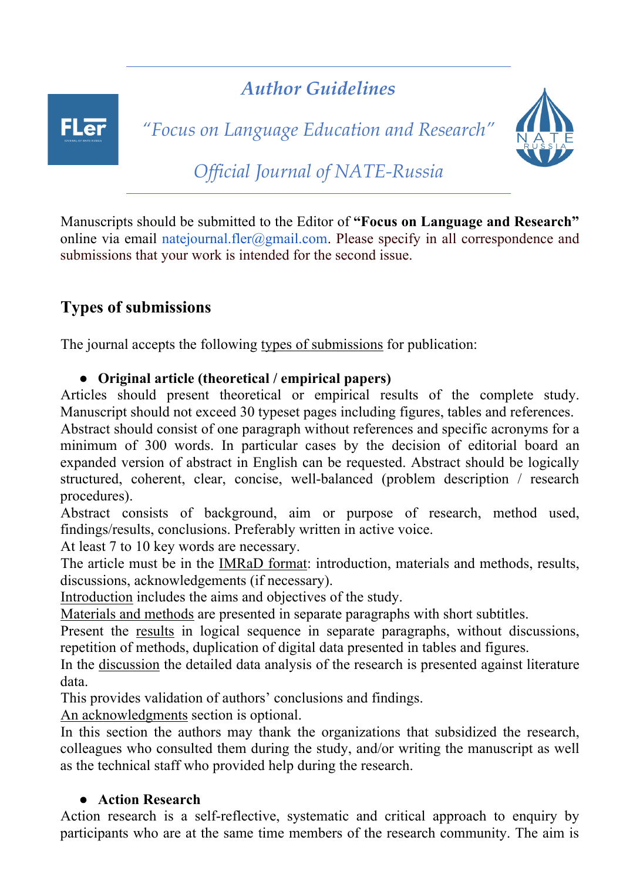# *Author Guidelines*

*"Focus on Language Education and Research"*

*Official Journal of NATE-Russia*

Manuscripts should be submitted to the Editor of **"Focus on Language and Research"** online via email natejournal.fler@gmail.com. Please specify in all correspondence and submissions that your work is intended for the second issue.

## Types of submissions

The journal accepts the following types of submissions for publication:

- **Original article (theoretical / empirical papers)**

Articles should present theoretical or empirical results of the complete study. Manuscript should not exceed 30 typeset pages including figures, tables and references.
Abstract should consist of one paragraph without references and specific acronyms for a minimum of 300 words. In particular cases by the decision of editorial board an expanded version of abstract in English can be requested. Abstract should be logically structured, coherent, clear, concise, well-balanced (problem description / research procedures).
Abstract consists of background, aim or purpose of research, method used, findings/results, conclusions. Preferably written in active voice.
At least 7 to 10 key words are necessary.
The article must be in the IMRaD format: introduction, materials and methods, results, discussions, acknowledgements (if necessary).
Introduction includes the aims and objectives of the study.
Materials and methods are presented in separate paragraphs with short subtitles.
Present the results in logical sequence in separate paragraphs, without discussions, repetition of methods, duplication of digital data presented in tables and figures.
In the discussion the detailed data analysis of the research is presented against literature data.
This provides validation of authors' conclusions and findings.
An acknowledgments section is optional.
In this section the authors may thank the organizations that subsidized the research, colleagues who consulted them during the study, and/or writing the manuscript as well as the technical staff who provided help during the research.

- **Action Research**

Action research is a self-reflective, systematic and critical approach to enquiry by participants who are at the same time members of the research community. The aim is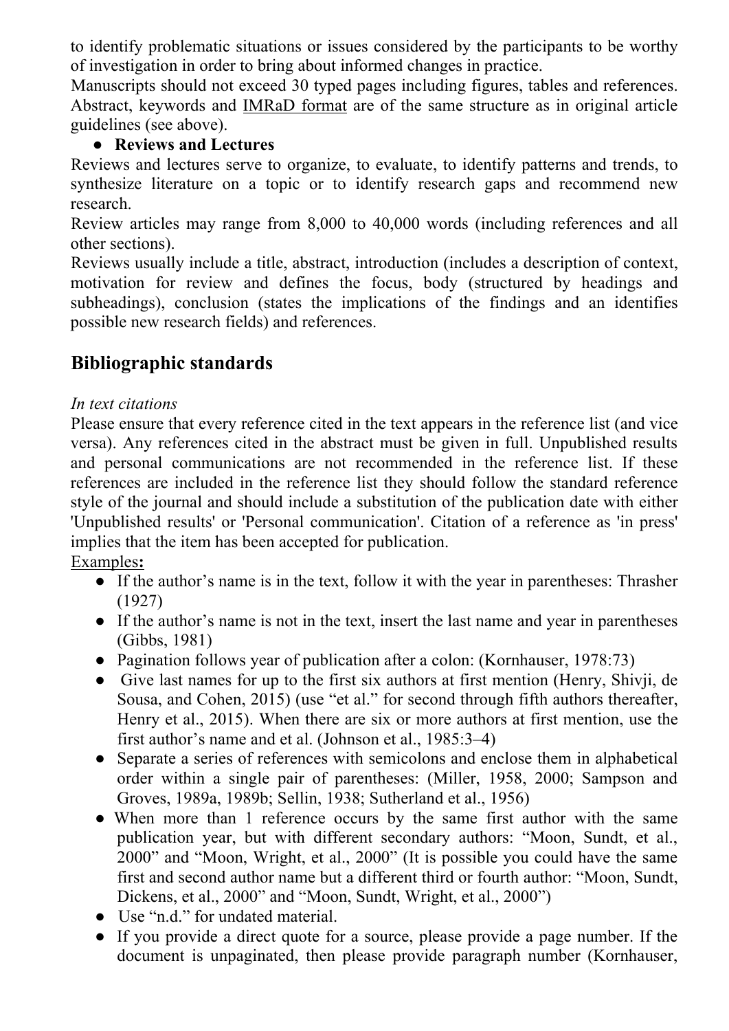to identify problematic situations or issues considered by the participants to be worthy of investigation in order to bring about informed changes in practice.

Manuscripts should not exceed 30 typed pages including figures, tables and references. Abstract, keywords and IMRaD format are of the same structure as in original article guidelines (see above).

- **Reviews and Lectures**

Reviews and lectures serve to organize, to evaluate, to identify patterns and trends, to synthesize literature on a topic or to identify research gaps and recommend new research.

Review articles may range from 8,000 to 40,000 words (including references and all other sections).

Reviews usually include a title, abstract, introduction (includes a description of context, motivation for review and defines the focus, body (structured by headings and subheadings), conclusion (states the implications of the findings and an identifies possible new research fields) and references.

## Bibliographic standards

*In text citations*

Please ensure that every reference cited in the text appears in the reference list (and vice versa). Any references cited in the abstract must be given in full. Unpublished results and personal communications are not recommended in the reference list. If these references are included in the reference list they should follow the standard reference style of the journal and should include a substitution of the publication date with either 'Unpublished results' or 'Personal communication'. Citation of a reference as 'in press' implies that the item has been accepted for publication.

Examples**:**

- If the author's name is in the text, follow it with the year in parentheses: Thrasher (1927)
- If the author's name is not in the text, insert the last name and year in parentheses (Gibbs, 1981)
- Pagination follows year of publication after a colon: (Kornhauser, 1978:73)
- Give last names for up to the first six authors at first mention (Henry, Shivji, de Sousa, and Cohen, 2015) (use "et al." for second through fifth authors thereafter, Henry et al., 2015). When there are six or more authors at first mention, use the first author's name and et al. (Johnson et al., 1985:3–4)
- Separate a series of references with semicolons and enclose them in alphabetical order within a single pair of parentheses: (Miller, 1958, 2000; Sampson and Groves, 1989a, 1989b; Sellin, 1938; Sutherland et al., 1956)
- When more than 1 reference occurs by the same first author with the same publication year, but with different secondary authors: "Moon, Sundt, et al., 2000" and "Moon, Wright, et al., 2000" (It is possible you could have the same first and second author name but a different third or fourth author: "Moon, Sundt, Dickens, et al., 2000" and "Moon, Sundt, Wright, et al., 2000")
- Use "n.d." for undated material.
- If you provide a direct quote for a source, please provide a page number. If the document is unpaginated, then please provide paragraph number (Kornhauser,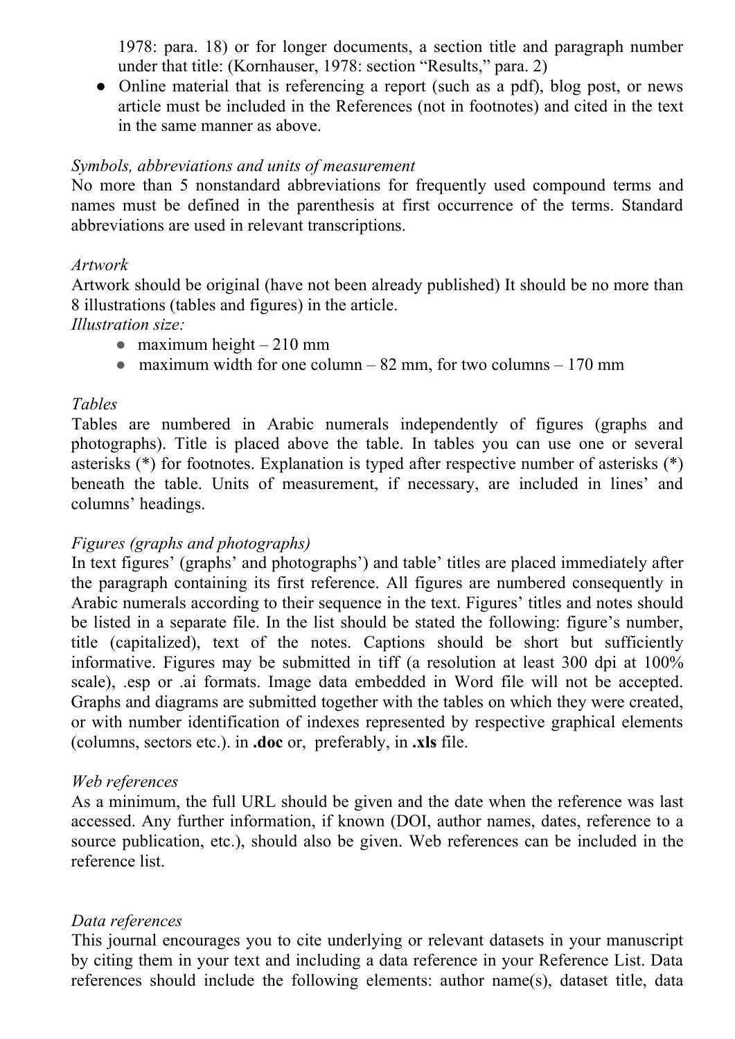1978: para. 18) or for longer documents, a section title and paragraph number under that title: (Kornhauser, 1978: section "Results," para. 2)

- Online material that is referencing a report (such as a pdf), blog post, or news article must be included in the References (not in footnotes) and cited in the text in the same manner as above.

*Symbols, abbreviations and units of measurement*

No more than 5 nonstandard abbreviations for frequently used compound terms and names must be defined in the parenthesis at first occurrence of the terms. Standard abbreviations are used in relevant transcriptions.

*Artwork*

Artwork should be original (have not been already published) It should be no more than 8 illustrations (tables and figures) in the article.

*Illustration size:*

- maximum height – 210 mm
- maximum width for one column – 82 mm, for two columns – 170 mm

*Tables*

Tables are numbered in Arabic numerals independently of figures (graphs and photographs). Title is placed above the table. In tables you can use one or several asterisks (*) for footnotes. Explanation is typed after respective number of asterisks (*) beneath the table. Units of measurement, if necessary, are included in lines' and columns' headings.

*Figures (graphs and photographs)*

In text figures' (graphs' and photographs') and table' titles are placed immediately after the paragraph containing its first reference. All figures are numbered consequently in Arabic numerals according to their sequence in the text. Figures' titles and notes should be listed in a separate file. In the list should be stated the following: figure's number, title (capitalized), text of the notes. Captions should be short but sufficiently informative. Figures may be submitted in tiff (a resolution at least 300 dpi at 100% scale), .esp or .ai formats. Image data embedded in Word file will not be accepted. Graphs and diagrams are submitted together with the tables on which they were created, or with number identification of indexes represented by respective graphical elements (columns, sectors etc.). in **.doc** or, preferably, in **.xls** file.

*Web references*

As a minimum, the full URL should be given and the date when the reference was last accessed. Any further information, if known (DOI, author names, dates, reference to a source publication, etc.), should also be given. Web references can be included in the reference list.

*Data references*

This journal encourages you to cite underlying or relevant datasets in your manuscript by citing them in your text and including a data reference in your Reference List. Data references should include the following elements: author name(s), dataset title, data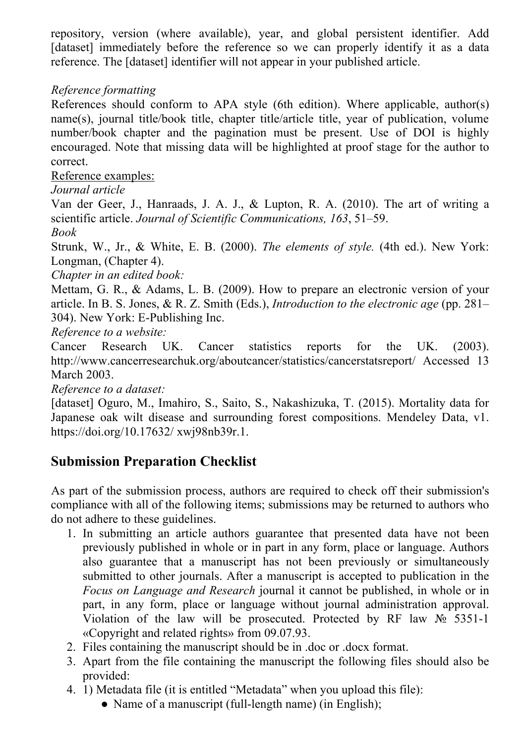repository, version (where available), year, and global persistent identifier. Add [dataset] immediately before the reference so we can properly identify it as a data reference. The [dataset] identifier will not appear in your published article.

*Reference formatting*

References should conform to APA style (6th edition). Where applicable, author(s) name(s), journal title/book title, chapter title/article title, year of publication, volume number/book chapter and the pagination must be present. Use of DOI is highly encouraged. Note that missing data will be highlighted at proof stage for the author to correct.

<u>Reference examples:</u>

*Journal article*

Van der Geer, J., Hanraads, J. A. J., & Lupton, R. A. (2010). The art of writing a scientific article. *Journal of Scientific Communications, 163*, 51–59.

*Book*

Strunk, W., Jr., & White, E. B. (2000). *The elements of style.* (4th ed.). New York: Longman, (Chapter 4).

*Chapter in an edited book:*

Mettam, G. R., & Adams, L. B. (2009). How to prepare an electronic version of your article. In B. S. Jones, & R. Z. Smith (Eds.), *Introduction to the electronic age* (pp. 281–304). New York: E-Publishing Inc.

*Reference to a website:*

Cancer Research UK. Cancer statistics reports for the UK. (2003). http://www.cancerresearchuk.org/aboutcancer/statistics/cancerstatsreport/ Accessed 13 March 2003.

*Reference to a dataset:*

[dataset] Oguro, M., Imahiro, S., Saito, S., Nakashizuka, T. (2015). Mortality data for Japanese oak wilt disease and surrounding forest compositions. Mendeley Data, v1. https://doi.org/10.17632/ xwj98nb39r.1.

## Submission Preparation Checklist

As part of the submission process, authors are required to check off their submission's compliance with all of the following items; submissions may be returned to authors who do not adhere to these guidelines.

1. In submitting an article authors guarantee that presented data have not been previously published in whole or in part in any form, place or language. Authors also guarantee that a manuscript has not been previously or simultaneously submitted to other journals. After a manuscript is accepted to publication in the *Focus on Language and Research* journal it cannot be published, in whole or in part, in any form, place or language without journal administration approval. Violation of the law will be prosecuted. Protected by RF law № 5351-1 «Copyright and related rights» from 09.07.93.
2. Files containing the manuscript should be in .doc or .docx format.
3. Apart from the file containing the manuscript the following files should also be provided:
4. 1) Metadata file (it is entitled "Metadata" when you upload this file):
   - Name of a manuscript (full-length name) (in English);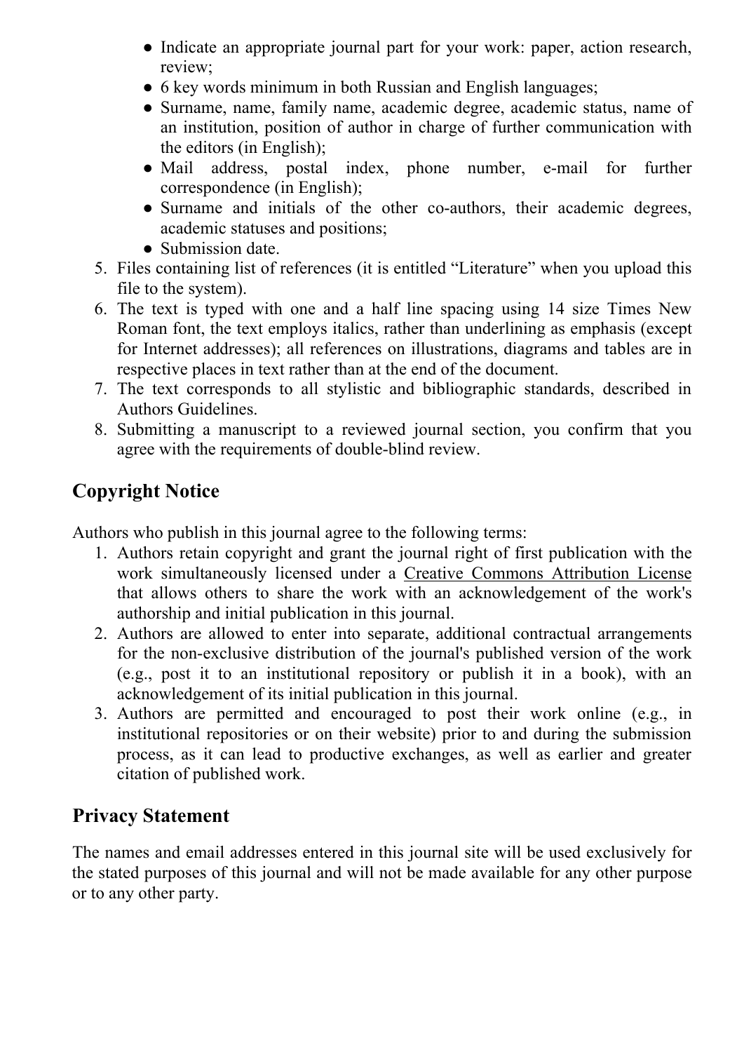- Indicate an appropriate journal part for your work: paper, action research, review;
- 6 key words minimum in both Russian and English languages;
- Surname, name, family name, academic degree, academic status, name of an institution, position of author in charge of further communication with the editors (in English);
- Mail address, postal index, phone number, e-mail for further correspondence (in English);
- Surname and initials of the other co-authors, their academic degrees, academic statuses and positions;
- Submission date.

5. Files containing list of references (it is entitled “Literature” when you upload this file to the system).
6. The text is typed with one and a half line spacing using 14 size Times New Roman font, the text employs italics, rather than underlining as emphasis (except for Internet addresses); all references on illustrations, diagrams and tables are in respective places in text rather than at the end of the document.
7. The text corresponds to all stylistic and bibliographic standards, described in Authors Guidelines.
8. Submitting a manuscript to a reviewed journal section, you confirm that you agree with the requirements of double-blind review.

## Copyright Notice

Authors who publish in this journal agree to the following terms:

1. Authors retain copyright and grant the journal right of first publication with the work simultaneously licensed under a Creative Commons Attribution License that allows others to share the work with an acknowledgement of the work's authorship and initial publication in this journal.
2. Authors are allowed to enter into separate, additional contractual arrangements for the non-exclusive distribution of the journal's published version of the work (e.g., post it to an institutional repository or publish it in a book), with an acknowledgement of its initial publication in this journal.
3. Authors are permitted and encouraged to post their work online (e.g., in institutional repositories or on their website) prior to and during the submission process, as it can lead to productive exchanges, as well as earlier and greater citation of published work.

## Privacy Statement

The names and email addresses entered in this journal site will be used exclusively for the stated purposes of this journal and will not be made available for any other purpose or to any other party.